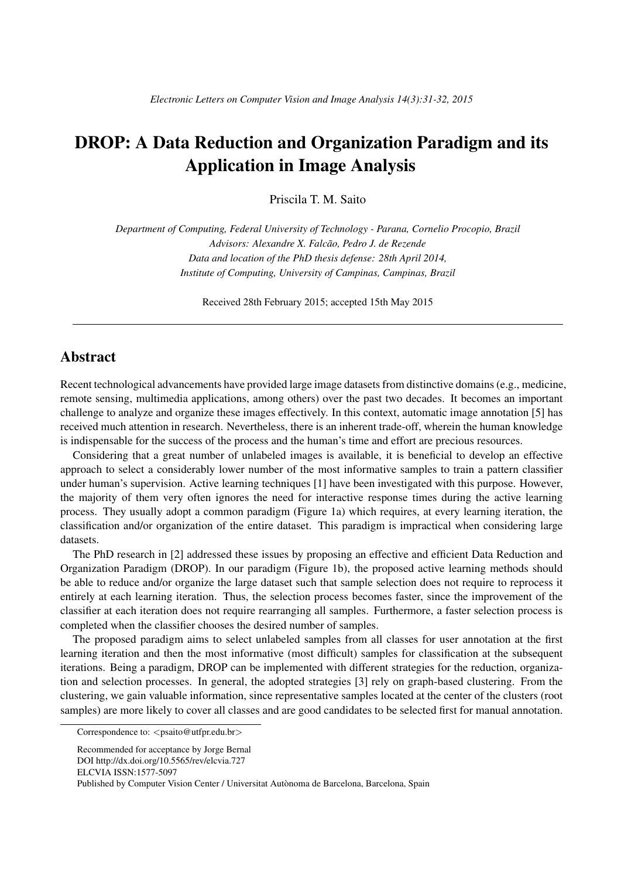# DROP: A Data Reduction and Organization Paradigm and its Application in Image Analysis

Priscila T. M. Saito

*Department of Computing, Federal University of Technology - Parana, Cornelio Procopio, Brazil*
*Advisors: Alexandre X. Falcão, Pedro J. de Rezende*
*Data and location of the PhD thesis defense: 28th April 2014,*
*Institute of Computing, University of Campinas, Campinas, Brazil*

Received 28th February 2015; accepted 15th May 2015

---

## Abstract

Recent technological advancements have provided large image datasets from distinctive domains (e.g., medicine, remote sensing, multimedia applications, among others) over the past two decades. It becomes an important challenge to analyze and organize these images effectively. In this context, automatic image annotation [5] has received much attention in research. Nevertheless, there is an inherent trade-off, wherein the human knowledge is indispensable for the success of the process and the human's time and effort are precious resources.

Considering that a great number of unlabeled images is available, it is beneficial to develop an effective approach to select a considerably lower number of the most informative samples to train a pattern classifier under human's supervision. Active learning techniques [1] have been investigated with this purpose. However, the majority of them very often ignores the need for interactive response times during the active learning process. They usually adopt a common paradigm (Figure 1a) which requires, at every learning iteration, the classification and/or organization of the entire dataset. This paradigm is impractical when considering large datasets.

The PhD research in [2] addressed these issues by proposing an effective and efficient Data Reduction and Organization Paradigm (DROP). In our paradigm (Figure 1b), the proposed active learning methods should be able to reduce and/or organize the large dataset such that sample selection does not require to reprocess it entirely at each learning iteration. Thus, the selection process becomes faster, since the improvement of the classifier at each iteration does not require rearranging all samples. Furthermore, a faster selection process is completed when the classifier chooses the desired number of samples.

The proposed paradigm aims to select unlabeled samples from all classes for user annotation at the first learning iteration and then the most informative (most difficult) samples for classification at the subsequent iterations. Being a paradigm, DROP can be implemented with different strategies for the reduction, organization and selection processes. In general, the adopted strategies [3] rely on graph-based clustering. From the clustering, we gain valuable information, since representative samples located at the center of the clusters (root samples) are more likely to cover all classes and are good candidates to be selected first for manual annotation.

---

Correspondence to: <psaito@utfpr.edu.br>

Recommended for acceptance by Jorge Bernal
DOI http://dx.doi.org/10.5565/rev/elcvia.727
ELCVIA ISSN:1577-5097
Published by Computer Vision Center / Universitat Autònoma de Barcelona, Barcelona, Spain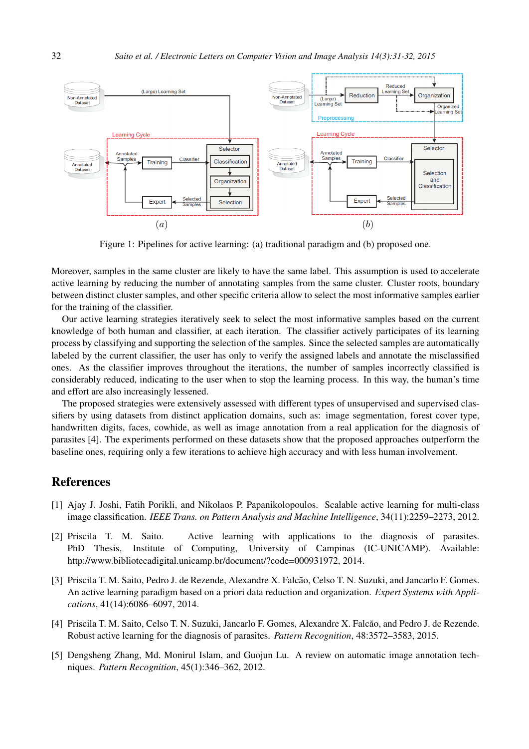Figure 1: Pipelines for active learning: (a) traditional paradigm and (b) proposed one.

Moreover, samples in the same cluster are likely to have the same label. This assumption is used to accelerate active learning by reducing the number of annotating samples from the same cluster. Cluster roots, boundary between distinct cluster samples, and other specific criteria allow to select the most informative samples earlier for the training of the classifier.

Our active learning strategies iteratively seek to select the most informative samples based on the current knowledge of both human and classifier, at each iteration. The classifier actively participates of its learning process by classifying and supporting the selection of the samples. Since the selected samples are automatically labeled by the current classifier, the user has only to verify the assigned labels and annotate the misclassified ones. As the classifier improves throughout the iterations, the number of samples incorrectly classified is considerably reduced, indicating to the user when to stop the learning process. In this way, the human's time and effort are also increasingly lessened.

The proposed strategies were extensively assessed with different types of unsupervised and supervised classifiers by using datasets from distinct application domains, such as: image segmentation, forest cover type, handwritten digits, faces, cowhide, as well as image annotation from a real application for the diagnosis of parasites [4]. The experiments performed on these datasets show that the proposed approaches outperform the baseline ones, requiring only a few iterations to achieve high accuracy and with less human involvement.

## References

[1] Ajay J. Joshi, Fatih Porikli, and Nikolaos P. Papanikolopoulos. Scalable active learning for multi-class image classification. *IEEE Trans. on Pattern Analysis and Machine Intelligence*, 34(11):2259–2273, 2012.

[2] Priscila T. M. Saito. Active learning with applications to the diagnosis of parasites. PhD Thesis, Institute of Computing, University of Campinas (IC-UNICAMP). Available: http://www.bibliotecadigital.unicamp.br/document/?code=000931972, 2014.

[3] Priscila T. M. Saito, Pedro J. de Rezende, Alexandre X. Falcão, Celso T. N. Suzuki, and Jancarlo F. Gomes. An active learning paradigm based on a priori data reduction and organization. *Expert Systems with Applications*, 41(14):6086–6097, 2014.

[4] Priscila T. M. Saito, Celso T. N. Suzuki, Jancarlo F. Gomes, Alexandre X. Falcão, and Pedro J. de Rezende. Robust active learning for the diagnosis of parasites. *Pattern Recognition*, 48:3572–3583, 2015.

[5] Dengsheng Zhang, Md. Monirul Islam, and Guojun Lu. A review on automatic image annotation techniques. *Pattern Recognition*, 45(1):346–362, 2012.